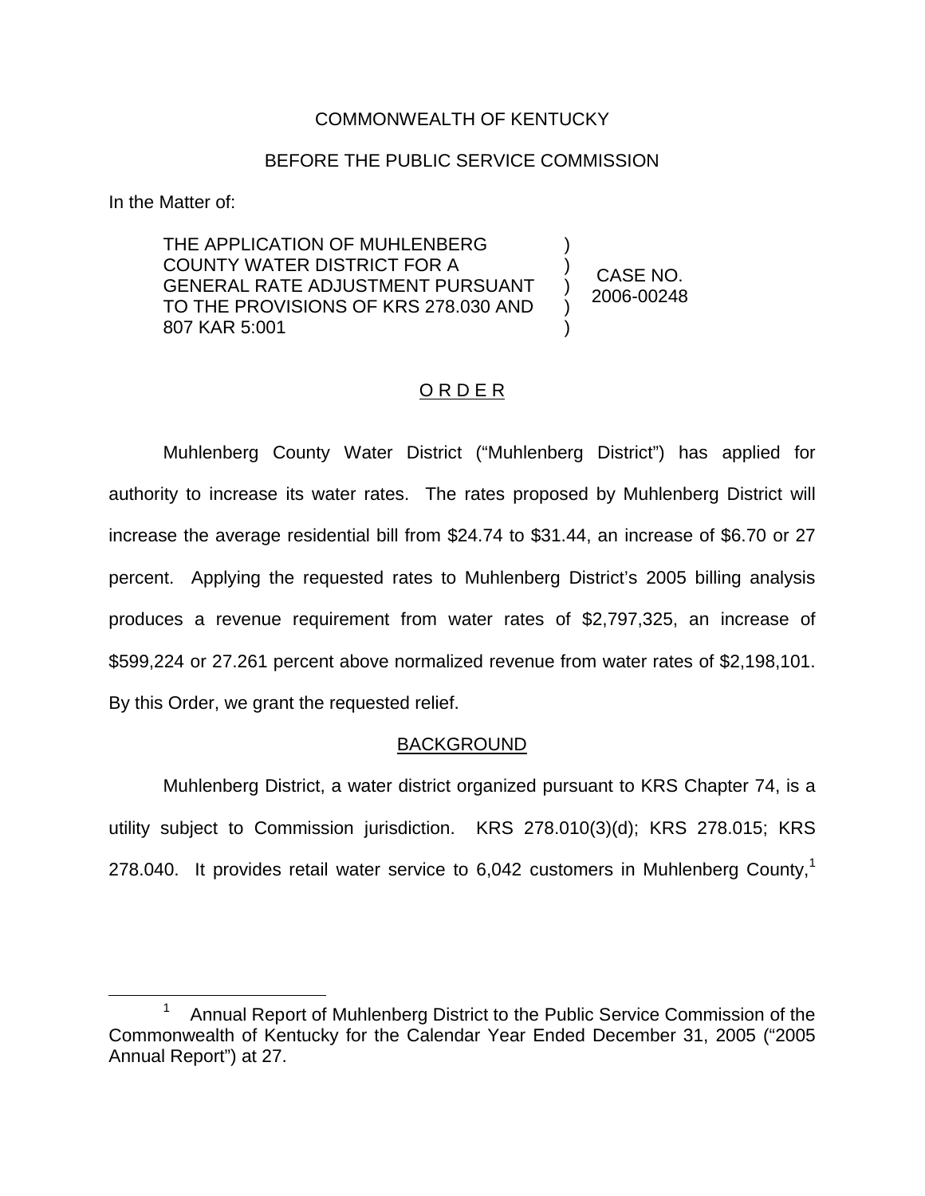COMMONWEALTH OF KENTUCKY

BEFORE THE PUBLIC SERVICE COMMISSION

In the Matter of:

| | | |
|---|---|---|
| THE APPLICATION OF MUHLENBERG COUNTY WATER DISTRICT FOR A GENERAL RATE ADJUSTMENT PURSUANT TO THE PROVISIONS OF KRS 278.030 AND 807 KAR 5:001 | ) ) ) ) ) | CASE NO. 2006-00248 |

## O R D E R

Muhlenberg County Water District ("Muhlenberg District") has applied for authority to increase its water rates. The rates proposed by Muhlenberg District will increase the average residential bill from $24.74 to $31.44, an increase of $6.70 or 27 percent. Applying the requested rates to Muhlenberg District's 2005 billing analysis produces a revenue requirement from water rates of $2,797,325, an increase of $599,224 or 27.261 percent above normalized revenue from water rates of $2,198,101. By this Order, we grant the requested relief.

## BACKGROUND

Muhlenberg District, a water district organized pursuant to KRS Chapter 74, is a utility subject to Commission jurisdiction. KRS 278.010(3)(d); KRS 278.015; KRS 278.040. It provides retail water service to 6,042 customers in Muhlenberg County,[1]

[1] Annual Report of Muhlenberg District to the Public Service Commission of the Commonwealth of Kentucky for the Calendar Year Ended December 31, 2005 ("2005 Annual Report") at 27.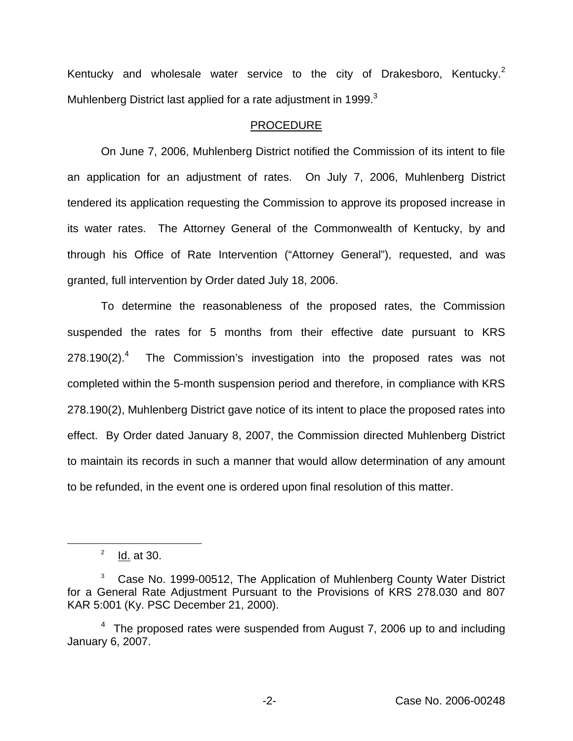Kentucky and wholesale water service to the city of Drakesboro, Kentucky.[2] Muhlenberg District last applied for a rate adjustment in 1999.[3]

## PROCEDURE

On June 7, 2006, Muhlenberg District notified the Commission of its intent to file an application for an adjustment of rates. On July 7, 2006, Muhlenberg District tendered its application requesting the Commission to approve its proposed increase in its water rates. The Attorney General of the Commonwealth of Kentucky, by and through his Office of Rate Intervention ("Attorney General"), requested, and was granted, full intervention by Order dated July 18, 2006.

To determine the reasonableness of the proposed rates, the Commission suspended the rates for 5 months from their effective date pursuant to KRS 278.190(2).[4] The Commission's investigation into the proposed rates was not completed within the 5-month suspension period and therefore, in compliance with KRS 278.190(2), Muhlenberg District gave notice of its intent to place the proposed rates into effect. By Order dated January 8, 2007, the Commission directed Muhlenberg District to maintain its records in such a manner that would allow determination of any amount to be refunded, in the event one is ordered upon final resolution of this matter.

---

[2] Id. at 30.

[3] Case No. 1999-00512, The Application of Muhlenberg County Water District for a General Rate Adjustment Pursuant to the Provisions of KRS 278.030 and 807 KAR 5:001 (Ky. PSC December 21, 2000).

[4] The proposed rates were suspended from August 7, 2006 up to and including January 6, 2007.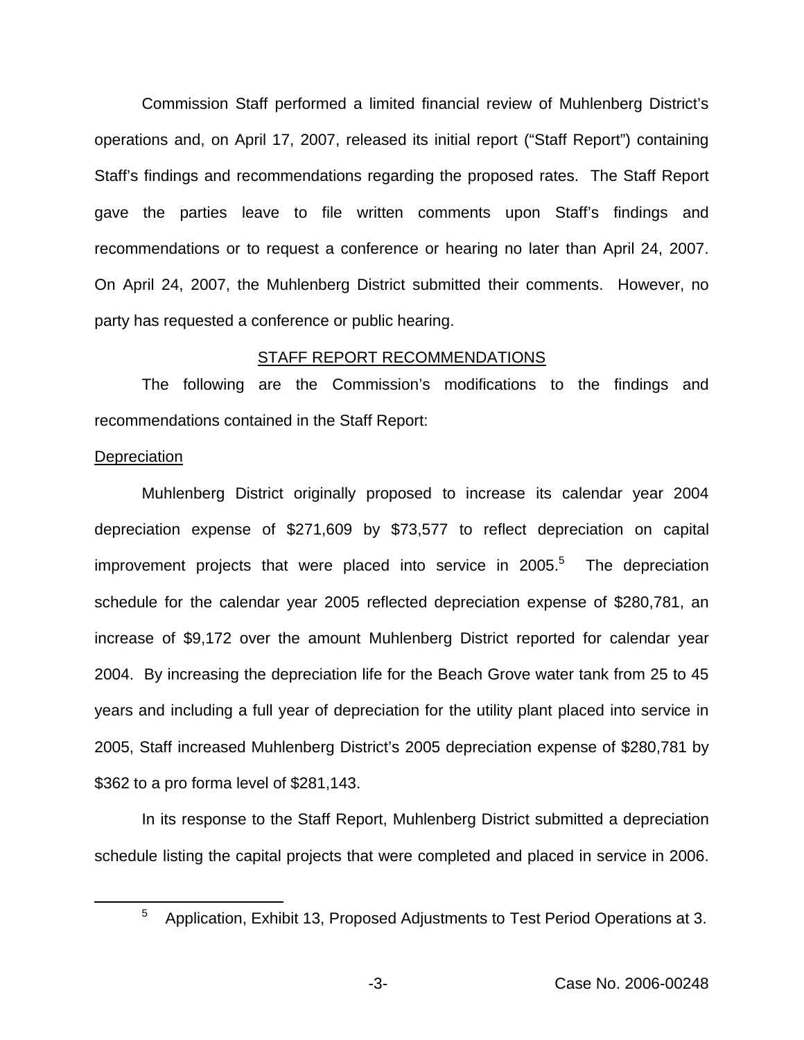Commission Staff performed a limited financial review of Muhlenberg District's operations and, on April 17, 2007, released its initial report ("Staff Report") containing Staff's findings and recommendations regarding the proposed rates. The Staff Report gave the parties leave to file written comments upon Staff's findings and recommendations or to request a conference or hearing no later than April 24, 2007. On April 24, 2007, the Muhlenberg District submitted their comments. However, no party has requested a conference or public hearing.

## STAFF REPORT RECOMMENDATIONS

The following are the Commission's modifications to the findings and recommendations contained in the Staff Report:

### Depreciation

Muhlenberg District originally proposed to increase its calendar year 2004 depreciation expense of $271,609 by $73,577 to reflect depreciation on capital improvement projects that were placed into service in 2005.[5] The depreciation schedule for the calendar year 2005 reflected depreciation expense of $280,781, an increase of $9,172 over the amount Muhlenberg District reported for calendar year 2004. By increasing the depreciation life for the Beach Grove water tank from 25 to 45 years and including a full year of depreciation for the utility plant placed into service in 2005, Staff increased Muhlenberg District's 2005 depreciation expense of $280,781 by $362 to a pro forma level of $281,143.

In its response to the Staff Report, Muhlenberg District submitted a depreciation schedule listing the capital projects that were completed and placed in service in 2006.

[5] Application, Exhibit 13, Proposed Adjustments to Test Period Operations at 3.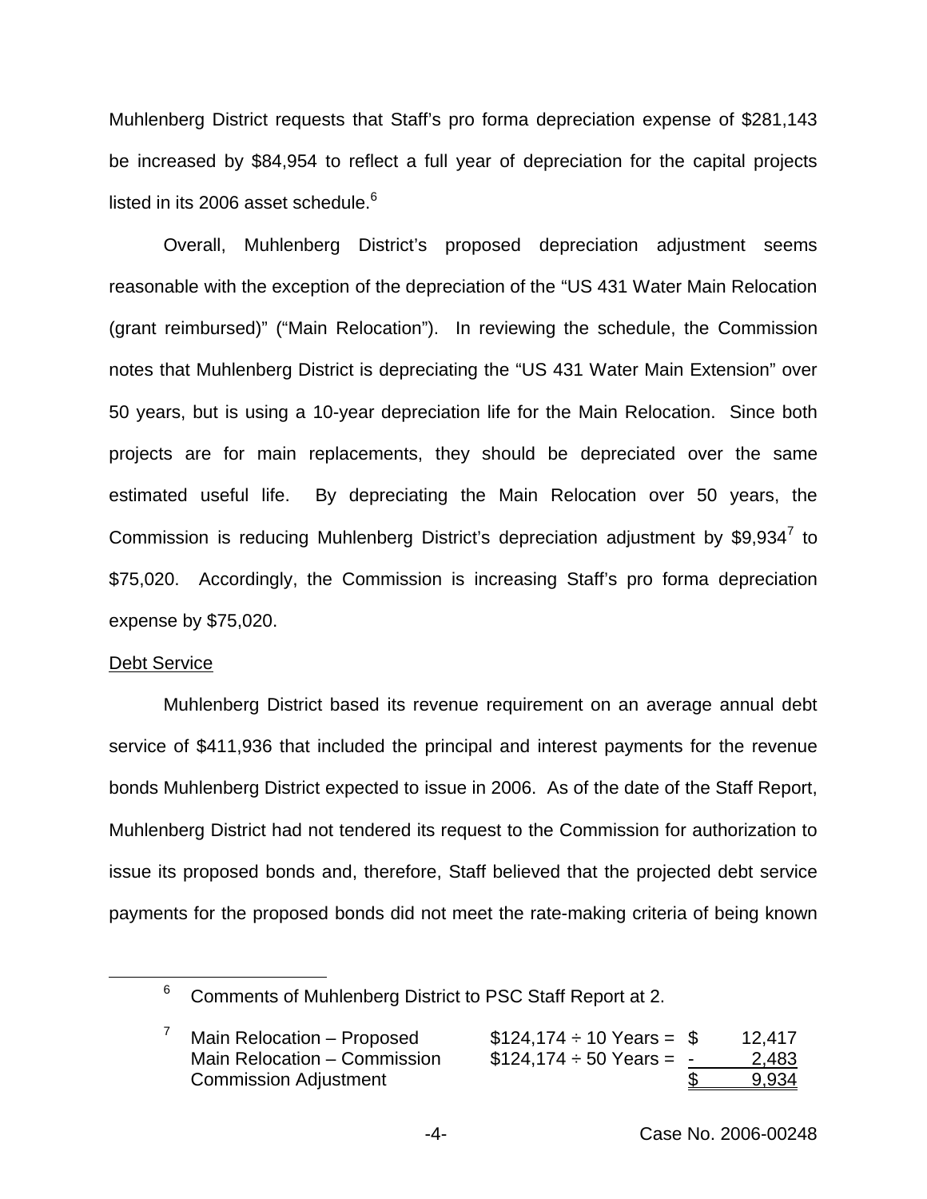Muhlenberg District requests that Staff's pro forma depreciation expense of $281,143 be increased by $84,954 to reflect a full year of depreciation for the capital projects listed in its 2006 asset schedule.[6]

Overall, Muhlenberg District's proposed depreciation adjustment seems reasonable with the exception of the depreciation of the "US 431 Water Main Relocation (grant reimbursed)" ("Main Relocation"). In reviewing the schedule, the Commission notes that Muhlenberg District is depreciating the "US 431 Water Main Extension" over 50 years, but is using a 10-year depreciation life for the Main Relocation. Since both projects are for main replacements, they should be depreciated over the same estimated useful life. By depreciating the Main Relocation over 50 years, the Commission is reducing Muhlenberg District's depreciation adjustment by $9,934[7] to $75,020. Accordingly, the Commission is increasing Staff's pro forma depreciation expense by $75,020.

Debt Service

Muhlenberg District based its revenue requirement on an average annual debt service of $411,936 that included the principal and interest payments for the revenue bonds Muhlenberg District expected to issue in 2006. As of the date of the Staff Report, Muhlenberg District had not tendered its request to the Commission for authorization to issue its proposed bonds and, therefore, Staff believed that the projected debt service payments for the proposed bonds did not meet the rate-making criteria of being known

---

[6] Comments of Muhlenberg District to PSC Staff Report at 2.

[7]

| | | | |
|---|---|---|---|
| Main Relocation – Proposed | $124,174 ÷ 10 Years = | $ | 12,417 |
| Main Relocation – Commission | $124,174 ÷ 50 Years = | - | 2,483 |
| Commission Adjustment | | $ | 9,934 |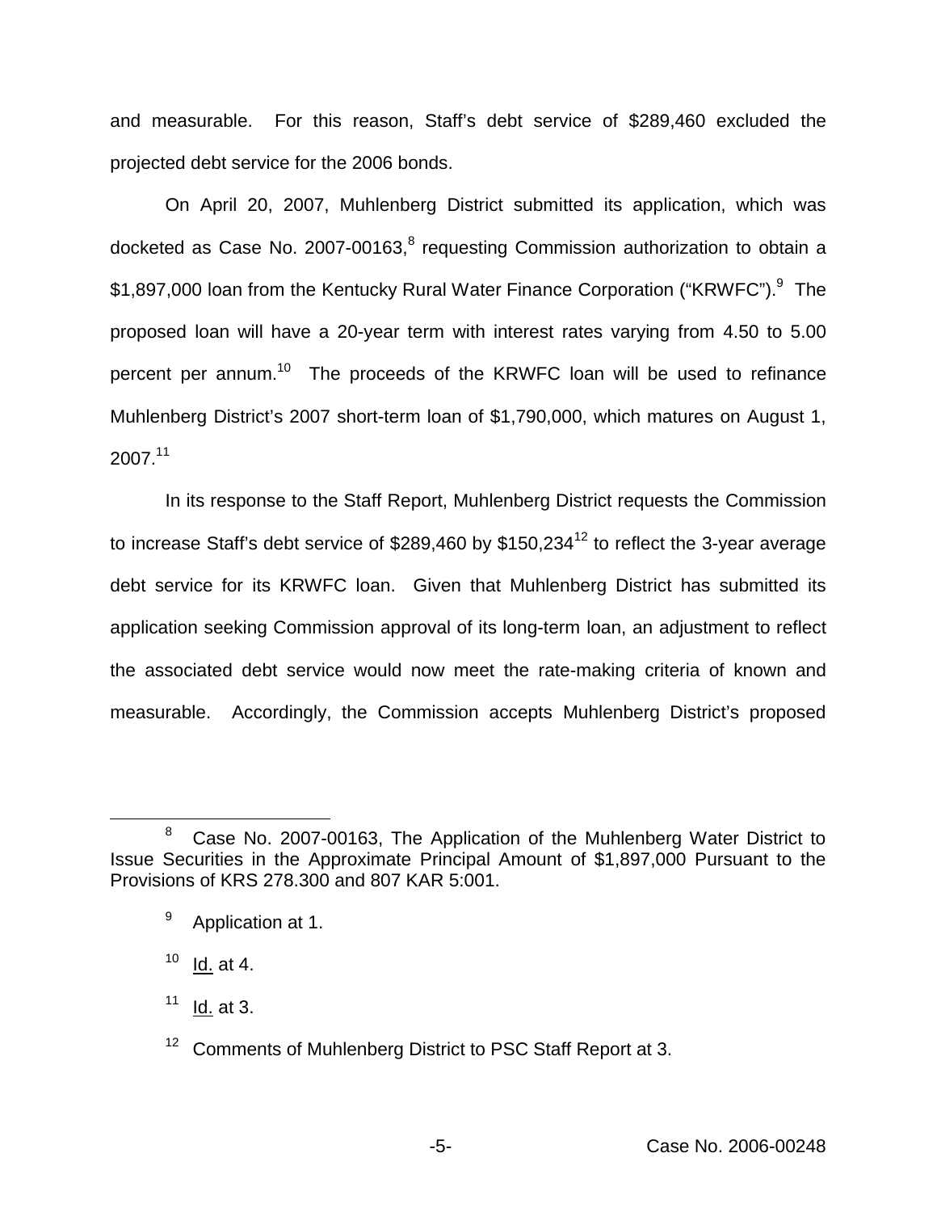and measurable. For this reason, Staff's debt service of $289,460 excluded the projected debt service for the 2006 bonds.

On April 20, 2007, Muhlenberg District submitted its application, which was docketed as Case No. 2007-00163,[8] requesting Commission authorization to obtain a $1,897,000 loan from the Kentucky Rural Water Finance Corporation ("KRWFC").[9] The proposed loan will have a 20-year term with interest rates varying from 4.50 to 5.00 percent per annum.[10] The proceeds of the KRWFC loan will be used to refinance Muhlenberg District's 2007 short-term loan of $1,790,000, which matures on August 1, 2007.[11]

In its response to the Staff Report, Muhlenberg District requests the Commission to increase Staff's debt service of $289,460 by $150,234[12] to reflect the 3-year average debt service for its KRWFC loan. Given that Muhlenberg District has submitted its application seeking Commission approval of its long-term loan, an adjustment to reflect the associated debt service would now meet the rate-making criteria of known and measurable. Accordingly, the Commission accepts Muhlenberg District's proposed

---

[8] Case No. 2007-00163, The Application of the Muhlenberg Water District to Issue Securities in the Approximate Principal Amount of $1,897,000 Pursuant to the Provisions of KRS 278.300 and 807 KAR 5:001.

[9] Application at 1.

[10] Id. at 4.

[11] Id. at 3.

[12] Comments of Muhlenberg District to PSC Staff Report at 3.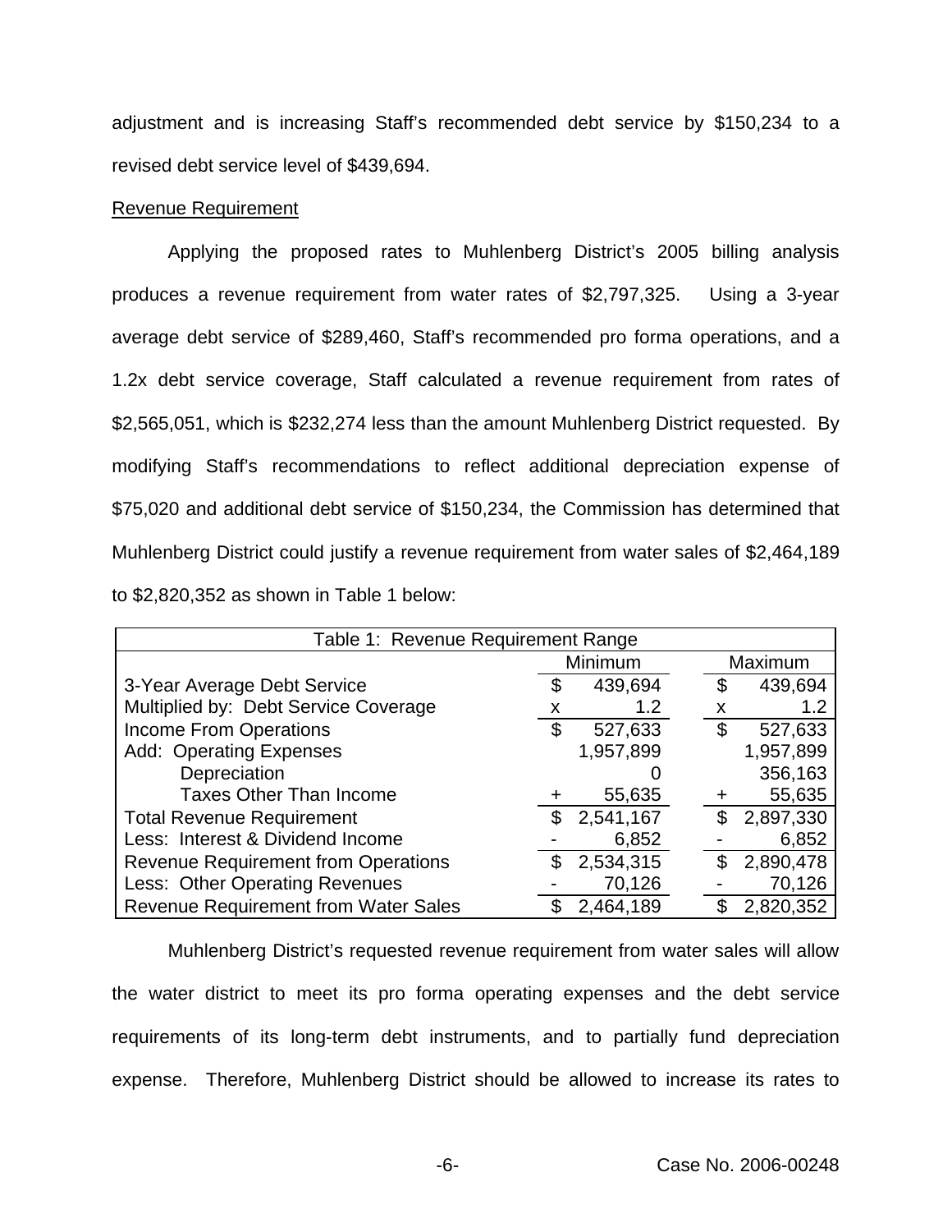adjustment and is increasing Staff's recommended debt service by $150,234 to a revised debt service level of $439,694.

Revenue Requirement

Applying the proposed rates to Muhlenberg District's 2005 billing analysis produces a revenue requirement from water rates of $2,797,325. Using a 3-year average debt service of $289,460, Staff's recommended pro forma operations, and a 1.2x debt service coverage, Staff calculated a revenue requirement from rates of $2,565,051, which is $232,274 less than the amount Muhlenberg District requested. By modifying Staff's recommendations to reflect additional depreciation expense of $75,020 and additional debt service of $150,234, the Commission has determined that Muhlenberg District could justify a revenue requirement from water sales of $2,464,189 to $2,820,352 as shown in Table 1 below:

| Table 1: Revenue Requirement Range | | | | |
|---|---|---|---|---|
| | | Minimum | | Maximum |
| 3-Year Average Debt Service | $ | 439,694 | $ | 439,694 |
| Multiplied by: Debt Service Coverage | x | 1.2 | x | 1.2 |
| Income From Operations | $ | 527,633 | $ | 527,633 |
| Add: Operating Expenses | | 1,957,899 | | 1,957,899 |
| Depreciation | | 0 | | 356,163 |
| Taxes Other Than Income | + | 55,635 | + | 55,635 |
| Total Revenue Requirement | $ | 2,541,167 | $ | 2,897,330 |
| Less: Interest & Dividend Income | - | 6,852 | - | 6,852 |
| Revenue Requirement from Operations | $ | 2,534,315 | $ | 2,890,478 |
| Less: Other Operating Revenues | - | 70,126 | - | 70,126 |
| Revenue Requirement from Water Sales | $ | 2,464,189 | $ | 2,820,352 |

Muhlenberg District's requested revenue requirement from water sales will allow the water district to meet its pro forma operating expenses and the debt service requirements of its long-term debt instruments, and to partially fund depreciation expense. Therefore, Muhlenberg District should be allowed to increase its rates to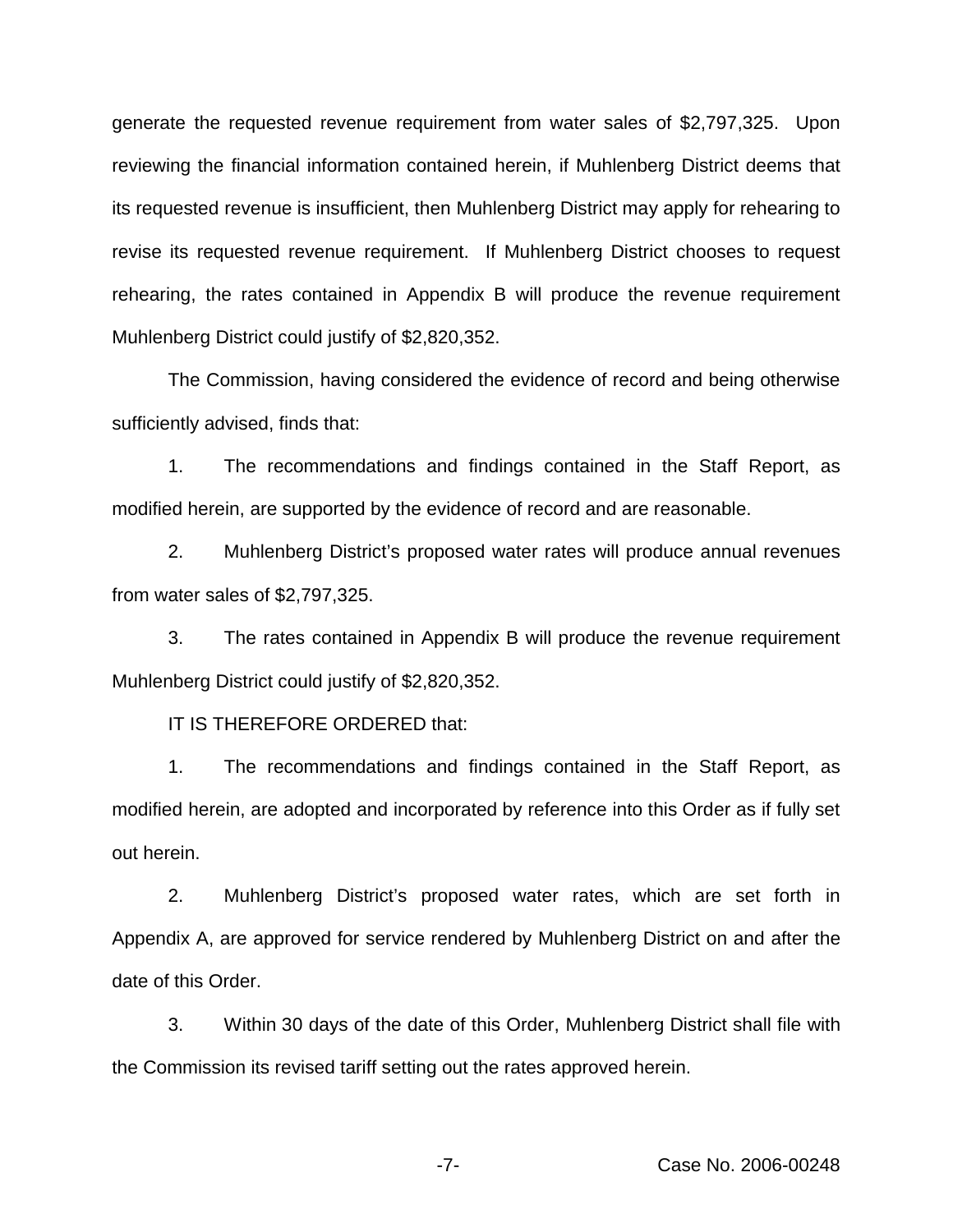generate the requested revenue requirement from water sales of $2,797,325. Upon reviewing the financial information contained herein, if Muhlenberg District deems that its requested revenue is insufficient, then Muhlenberg District may apply for rehearing to revise its requested revenue requirement. If Muhlenberg District chooses to request rehearing, the rates contained in Appendix B will produce the revenue requirement Muhlenberg District could justify of $2,820,352.

The Commission, having considered the evidence of record and being otherwise sufficiently advised, finds that:

1. The recommendations and findings contained in the Staff Report, as modified herein, are supported by the evidence of record and are reasonable.

2. Muhlenberg District's proposed water rates will produce annual revenues from water sales of $2,797,325.

3. The rates contained in Appendix B will produce the revenue requirement Muhlenberg District could justify of $2,820,352.

IT IS THEREFORE ORDERED that:

1. The recommendations and findings contained in the Staff Report, as modified herein, are adopted and incorporated by reference into this Order as if fully set out herein.

2. Muhlenberg District's proposed water rates, which are set forth in Appendix A, are approved for service rendered by Muhlenberg District on and after the date of this Order.

3. Within 30 days of the date of this Order, Muhlenberg District shall file with the Commission its revised tariff setting out the rates approved herein.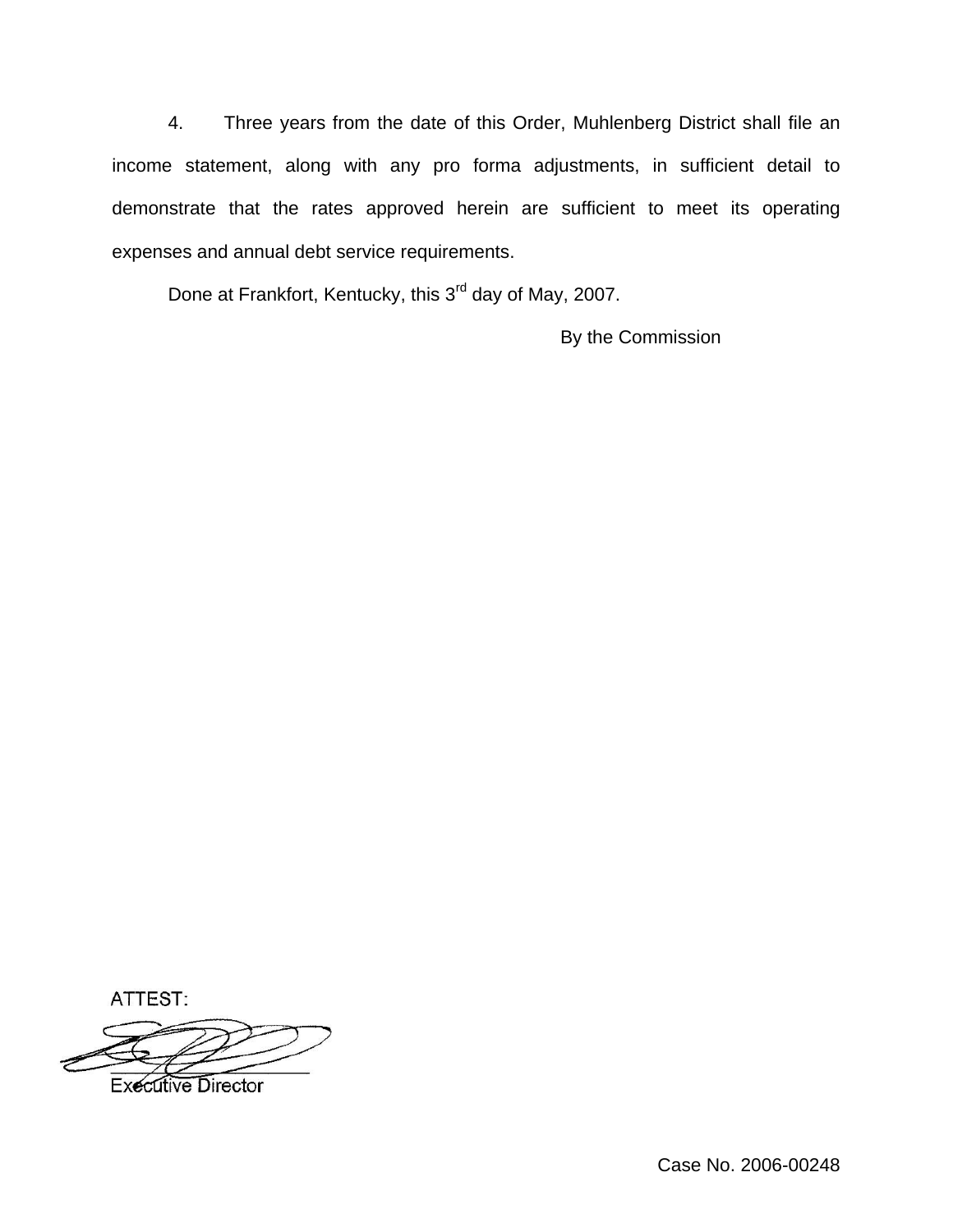4. Three years from the date of this Order, Muhlenberg District shall file an income statement, along with any pro forma adjustments, in sufficient detail to demonstrate that the rates approved herein are sufficient to meet its operating expenses and annual debt service requirements.

Done at Frankfort, Kentucky, this 3rd day of May, 2007.

By the Commission

ATTEST:

Executive Director

Case No. 2006-00248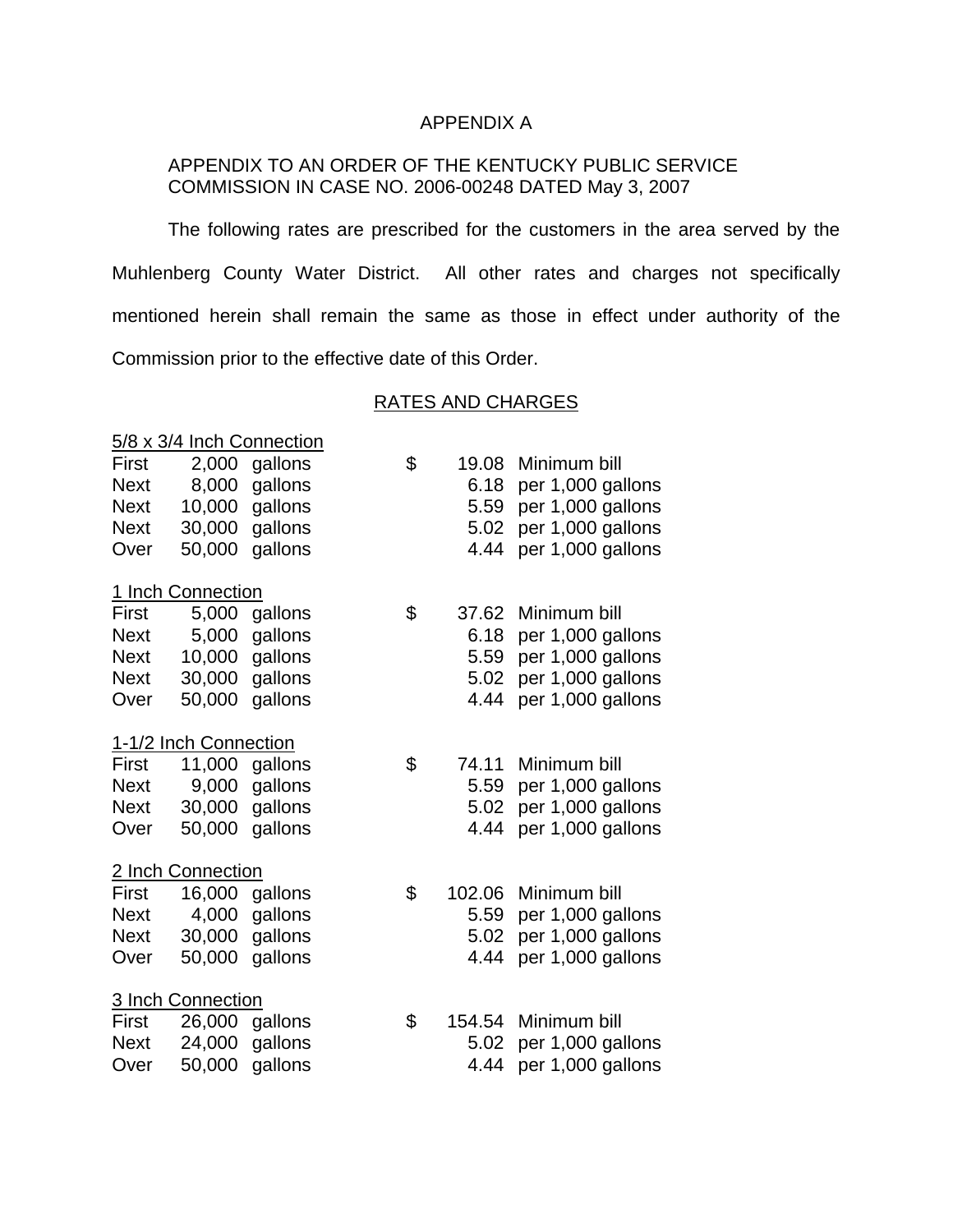APPENDIX A

APPENDIX TO AN ORDER OF THE KENTUCKY PUBLIC SERVICE COMMISSION IN CASE NO. 2006-00248 DATED May 3, 2007

The following rates are prescribed for the customers in the area served by the Muhlenberg County Water District. All other rates and charges not specifically mentioned herein shall remain the same as those in effect under authority of the Commission prior to the effective date of this Order.

RATES AND CHARGES

5/8 x 3/4 Inch Connection

| | | | | | |
|---|---|---|---|---|---|
| First | 2,000 | gallons | $ | 19.08 | Minimum bill |
| Next | 8,000 | gallons | | 6.18 | per 1,000 gallons |
| Next | 10,000 | gallons | | 5.59 | per 1,000 gallons |
| Next | 30,000 | gallons | | 5.02 | per 1,000 gallons |
| Over | 50,000 | gallons | | 4.44 | per 1,000 gallons |

1 Inch Connection

| | | | | | |
|---|---|---|---|---|---|
| First | 5,000 | gallons | $ | 37.62 | Minimum bill |
| Next | 5,000 | gallons | | 6.18 | per 1,000 gallons |
| Next | 10,000 | gallons | | 5.59 | per 1,000 gallons |
| Next | 30,000 | gallons | | 5.02 | per 1,000 gallons |
| Over | 50,000 | gallons | | 4.44 | per 1,000 gallons |

1-1/2 Inch Connection

| | | | | | |
|---|---|---|---|---|---|
| First | 11,000 | gallons | $ | 74.11 | Minimum bill |
| Next | 9,000 | gallons | | 5.59 | per 1,000 gallons |
| Next | 30,000 | gallons | | 5.02 | per 1,000 gallons |
| Over | 50,000 | gallons | | 4.44 | per 1,000 gallons |

2 Inch Connection

| | | | | | |
|---|---|---|---|---|---|
| First | 16,000 | gallons | $ | 102.06 | Minimum bill |
| Next | 4,000 | gallons | | 5.59 | per 1,000 gallons |
| Next | 30,000 | gallons | | 5.02 | per 1,000 gallons |
| Over | 50,000 | gallons | | 4.44 | per 1,000 gallons |

3 Inch Connection

| | | | | | |
|---|---|---|---|---|---|
| First | 26,000 | gallons | $ | 154.54 | Minimum bill |
| Next | 24,000 | gallons | | 5.02 | per 1,000 gallons |
| Over | 50,000 | gallons | | 4.44 | per 1,000 gallons |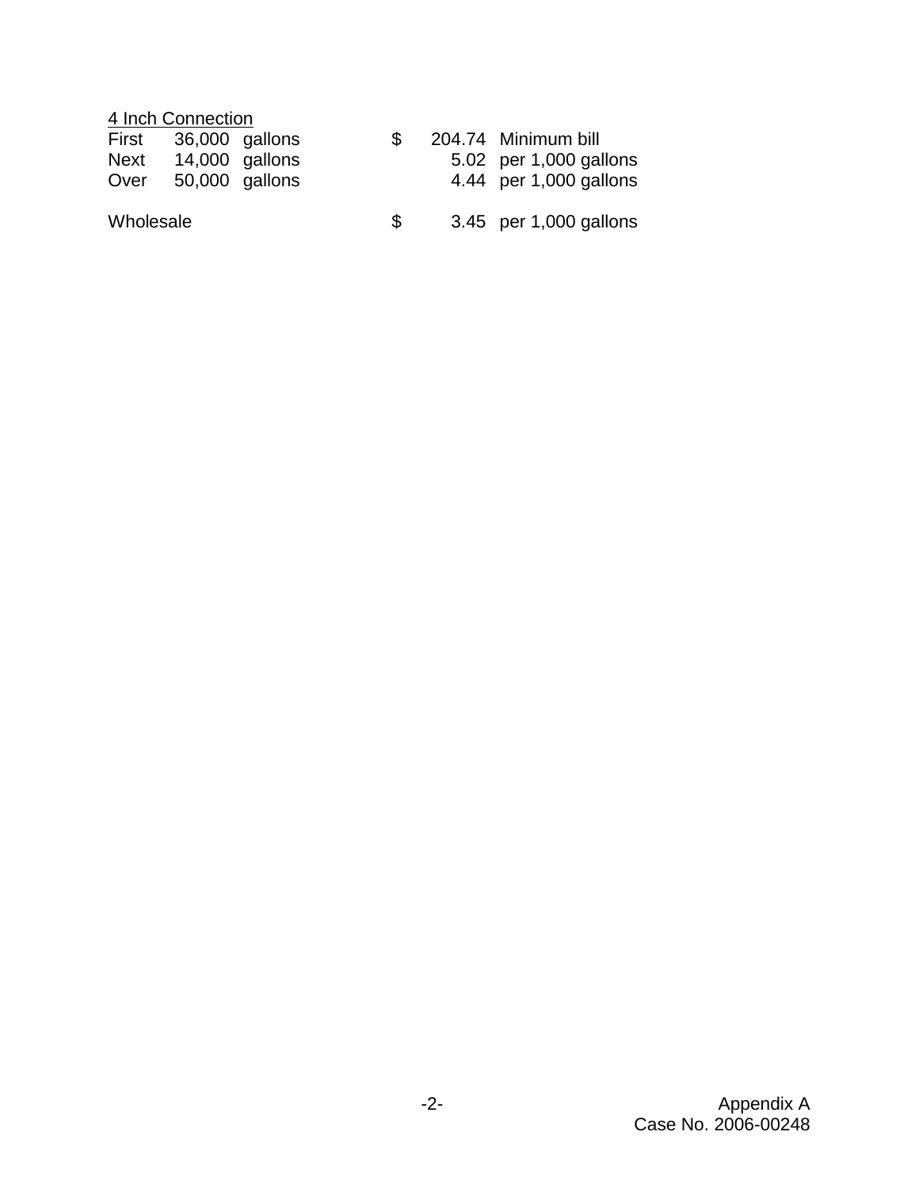4 Inch Connection

| | | | | |
|---|---|---|---|---|
| First | 36,000 gallons | $ | 204.74 | Minimum bill |
| Next | 14,000 gallons | | 5.02 | per 1,000 gallons |
| Over | 50,000 gallons | | 4.44 | per 1,000 gallons |
| | | | | |
| Wholesale | | $ | 3.45 | per 1,000 gallons |

Appendix A
Case No. 2006-00248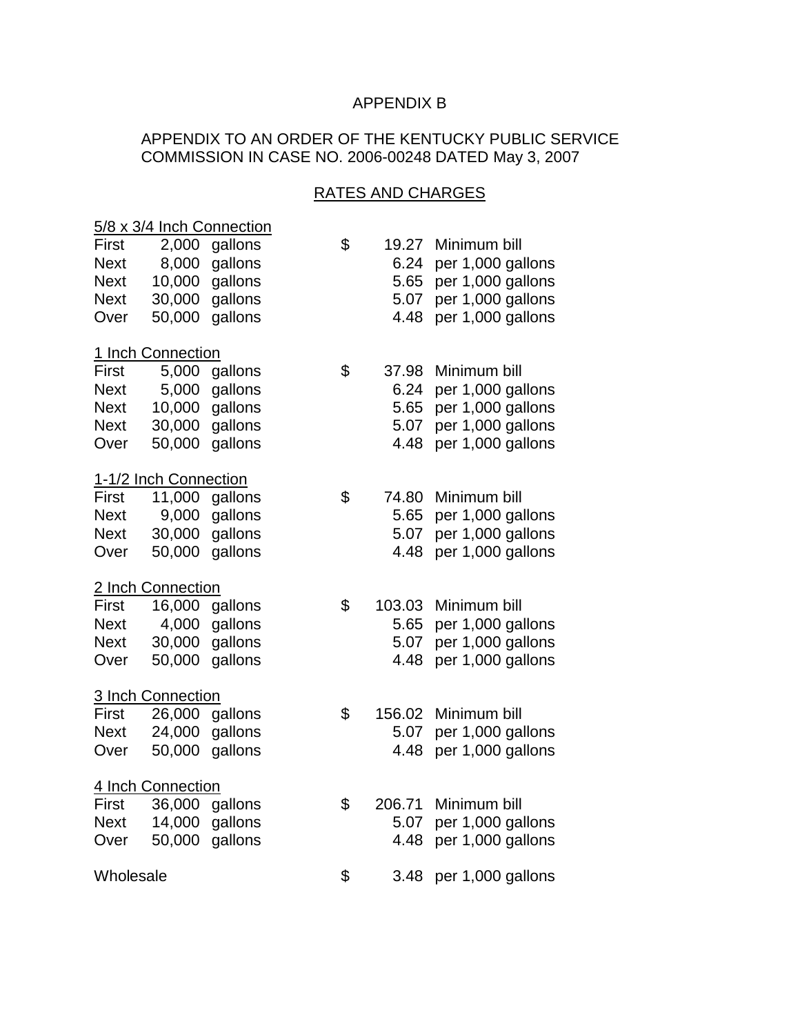APPENDIX B

APPENDIX TO AN ORDER OF THE KENTUCKY PUBLIC SERVICE COMMISSION IN CASE NO. 2006-00248 DATED May 3, 2007

RATES AND CHARGES

| | | | | | |
|---|---|---|---|---|---|
| 5/8 x 3/4 Inch Connection | | | | | |
| First | 2,000 | gallons | $ | 19.27 | Minimum bill |
| Next | 8,000 | gallons | | 6.24 | per 1,000 gallons |
| Next | 10,000 | gallons | | 5.65 | per 1,000 gallons |
| Next | 30,000 | gallons | | 5.07 | per 1,000 gallons |
| Over | 50,000 | gallons | | 4.48 | per 1,000 gallons |
| 1 Inch Connection | | | | | |
| First | 5,000 | gallons | $ | 37.98 | Minimum bill |
| Next | 5,000 | gallons | | 6.24 | per 1,000 gallons |
| Next | 10,000 | gallons | | 5.65 | per 1,000 gallons |
| Next | 30,000 | gallons | | 5.07 | per 1,000 gallons |
| Over | 50,000 | gallons | | 4.48 | per 1,000 gallons |
| 1-1/2 Inch Connection | | | | | |
| First | 11,000 | gallons | $ | 74.80 | Minimum bill |
| Next | 9,000 | gallons | | 5.65 | per 1,000 gallons |
| Next | 30,000 | gallons | | 5.07 | per 1,000 gallons |
| Over | 50,000 | gallons | | 4.48 | per 1,000 gallons |
| 2 Inch Connection | | | | | |
| First | 16,000 | gallons | $ | 103.03 | Minimum bill |
| Next | 4,000 | gallons | | 5.65 | per 1,000 gallons |
| Next | 30,000 | gallons | | 5.07 | per 1,000 gallons |
| Over | 50,000 | gallons | | 4.48 | per 1,000 gallons |
| 3 Inch Connection | | | | | |
| First | 26,000 | gallons | $ | 156.02 | Minimum bill |
| Next | 24,000 | gallons | | 5.07 | per 1,000 gallons |
| Over | 50,000 | gallons | | 4.48 | per 1,000 gallons |
| 4 Inch Connection | | | | | |
| First | 36,000 | gallons | $ | 206.71 | Minimum bill |
| Next | 14,000 | gallons | | 5.07 | per 1,000 gallons |
| Over | 50,000 | gallons | | 4.48 | per 1,000 gallons |
| Wholesale | | | $ | 3.48 | per 1,000 gallons |